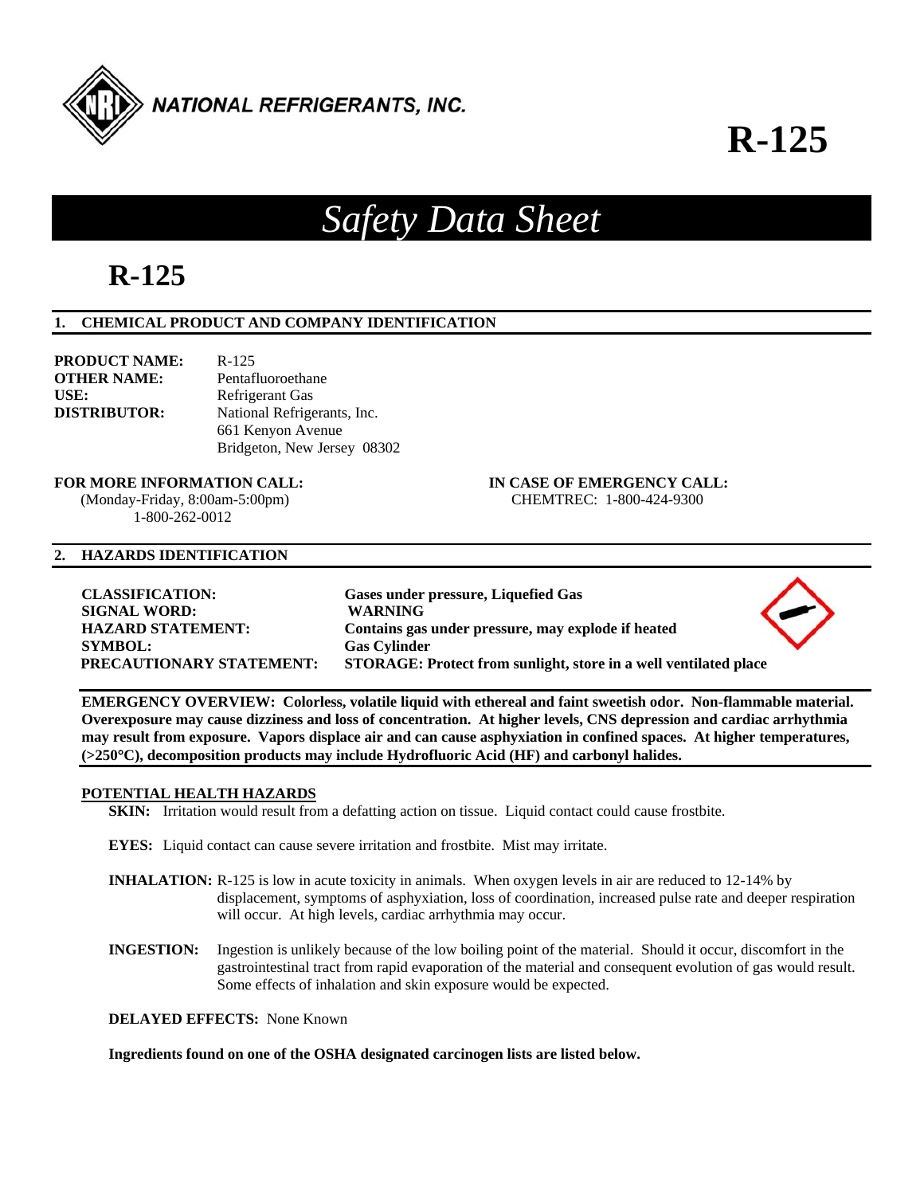NATIONAL REFRIGERANTS, INC.

# R-125

# *Safety Data Sheet*

# R-125

## 1. CHEMICAL PRODUCT AND COMPANY IDENTIFICATION

**PRODUCT NAME:** R-125
**OTHER NAME:** Pentafluoroethane
**USE:** Refrigerant Gas
**DISTRIBUTOR:** National Refrigerants, Inc.
661 Kenyon Avenue
Bridgeton, New Jersey 08302

**FOR MORE INFORMATION CALL:**
(Monday-Friday, 8:00am-5:00pm)
1-800-262-0012

**IN CASE OF EMERGENCY CALL:**
CHEMTREC: 1-800-424-9300

## 2. HAZARDS IDENTIFICATION

**CLASSIFICATION:** **Gases under pressure, Liquefied Gas**
**SIGNAL WORD:** **WARNING**
**HAZARD STATEMENT:** **Contains gas under pressure, may explode if heated**
**SYMBOL:** **Gas Cylinder**
**PRECAUTIONARY STATEMENT:** **STORAGE: Protect from sunlight, store in a well ventilated place**

**EMERGENCY OVERVIEW: Colorless, volatile liquid with ethereal and faint sweetish odor. Non-flammable material. Overexposure may cause dizziness and loss of concentration. At higher levels, CNS depression and cardiac arrhythmia may result from exposure. Vapors displace air and can cause asphyxiation in confined spaces. At higher temperatures, (>250°C), decomposition products may include Hydrofluoric Acid (HF) and carbonyl halides.**

### POTENTIAL HEALTH HAZARDS

**SKIN:** Irritation would result from a defatting action on tissue. Liquid contact could cause frostbite.

**EYES:** Liquid contact can cause severe irritation and frostbite. Mist may irritate.

**INHALATION:** R-125 is low in acute toxicity in animals. When oxygen levels in air are reduced to 12-14% by displacement, symptoms of asphyxiation, loss of coordination, increased pulse rate and deeper respiration will occur. At high levels, cardiac arrhythmia may occur.

**INGESTION:** Ingestion is unlikely because of the low boiling point of the material. Should it occur, discomfort in the gastrointestinal tract from rapid evaporation of the material and consequent evolution of gas would result. Some effects of inhalation and skin exposure would be expected.

**DELAYED EFFECTS:** None Known

**Ingredients found on one of the OSHA designated carcinogen lists are listed below.**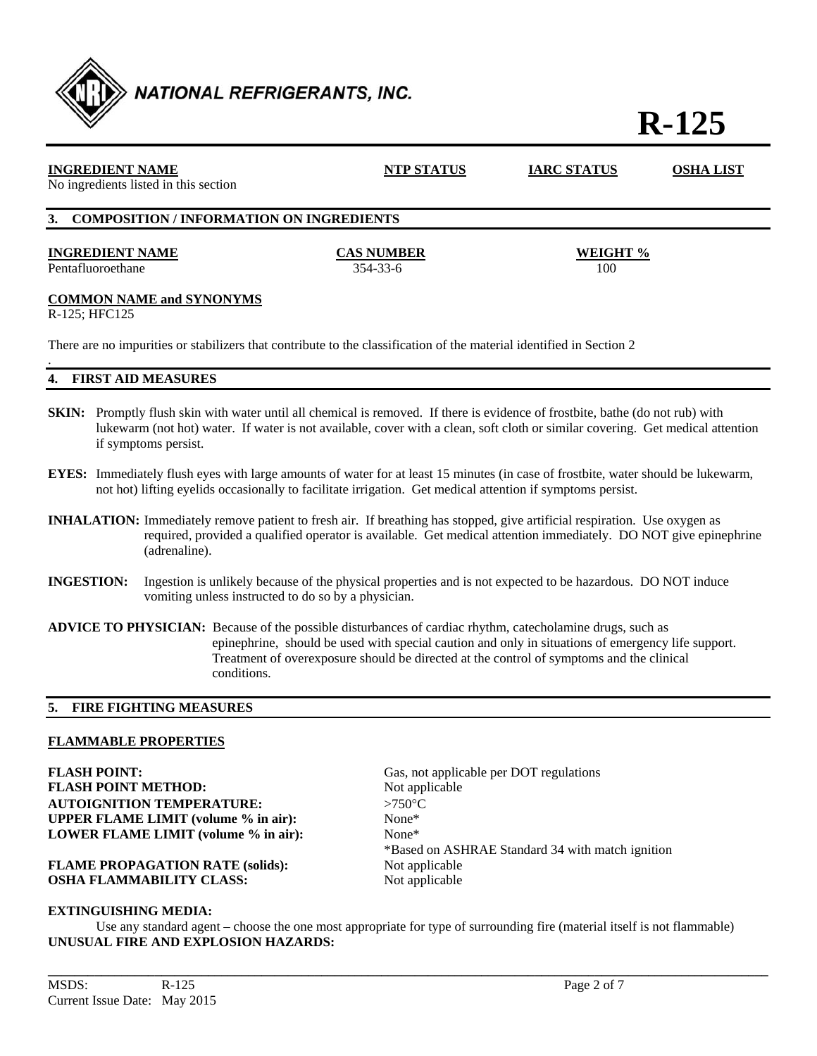| INGREDIENT NAME | NTP STATUS | IARC STATUS | OSHA LIST |
|---|---|---|---|
| No ingredients listed in this section | | | |

## 3. COMPOSITION / INFORMATION ON INGREDIENTS

| INGREDIENT NAME | CAS NUMBER | WEIGHT % |
|---|---|---|
| Pentafluoroethane | 354-33-6 | 100 |

**COMMON NAME and SYNONYMS**

R-125; HFC125

There are no impurities or stabilizers that contribute to the classification of the material identified in Section 2

.

## 4. FIRST AID MEASURES

**SKIN:** Promptly flush skin with water until all chemical is removed. If there is evidence of frostbite, bathe (do not rub) with lukewarm (not hot) water. If water is not available, cover with a clean, soft cloth or similar covering. Get medical attention if symptoms persist.

**EYES:** Immediately flush eyes with large amounts of water for at least 15 minutes (in case of frostbite, water should be lukewarm, not hot) lifting eyelids occasionally to facilitate irrigation. Get medical attention if symptoms persist.

**INHALATION:** Immediately remove patient to fresh air. If breathing has stopped, give artificial respiration. Use oxygen as required, provided a qualified operator is available. Get medical attention immediately. DO NOT give epinephrine (adrenaline).

**INGESTION:** Ingestion is unlikely because of the physical properties and is not expected to be hazardous. DO NOT induce vomiting unless instructed to do so by a physician.

**ADVICE TO PHYSICIAN:** Because of the possible disturbances of cardiac rhythm, catecholamine drugs, such as epinephrine, should be used with special caution and only in situations of emergency life support. Treatment of overexposure should be directed at the control of symptoms and the clinical conditions.

## 5. FIRE FIGHTING MEASURES

**FLAMMABLE PROPERTIES**

**FLASH POINT:** Gas, not applicable per DOT regulations
**FLASH POINT METHOD:** Not applicable
**AUTOIGNITION TEMPERATURE:** >750°C
**UPPER FLAME LIMIT (volume % in air):** None*
**LOWER FLAME LIMIT (volume % in air):** None*
*Based on ASHRAE Standard 34 with match ignition
**FLAME PROPAGATION RATE (solids):** Not applicable
**OSHA FLAMMABILITY CLASS:** Not applicable

**EXTINGUISHING MEDIA:**

Use any standard agent – choose the one most appropriate for type of surrounding fire (material itself is not flammable)

**UNUSUAL FIRE AND EXPLOSION HAZARDS:**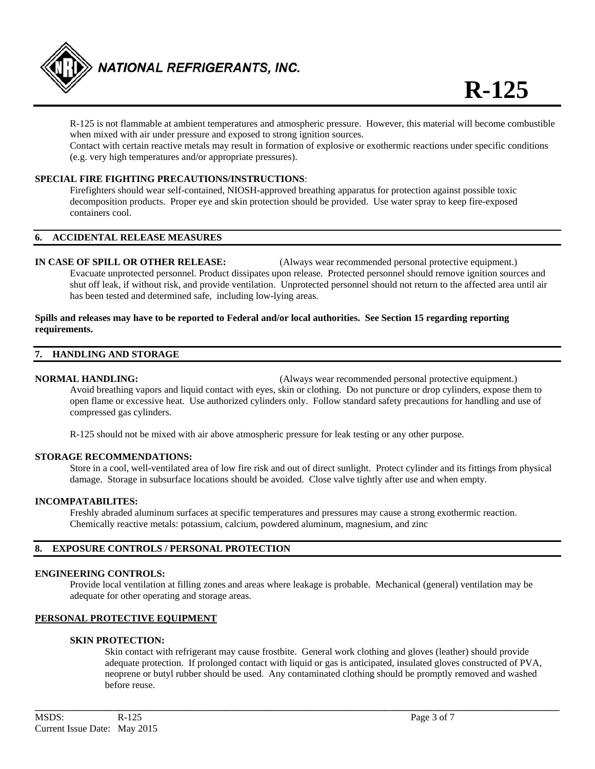R-125 is not flammable at ambient temperatures and atmospheric pressure. However, this material will become combustible when mixed with air under pressure and exposed to strong ignition sources.
Contact with certain reactive metals may result in formation of explosive or exothermic reactions under specific conditions (e.g. very high temperatures and/or appropriate pressures).

**SPECIAL FIRE FIGHTING PRECAUTIONS/INSTRUCTIONS**:
Firefighters should wear self-contained, NIOSH-approved breathing apparatus for protection against possible toxic decomposition products. Proper eye and skin protection should be provided. Use water spray to keep fire-exposed containers cool.

## 6. ACCIDENTAL RELEASE MEASURES

**IN CASE OF SPILL OR OTHER RELEASE:** (Always wear recommended personal protective equipment.)
Evacuate unprotected personnel. Product dissipates upon release. Protected personnel should remove ignition sources and shut off leak, if without risk, and provide ventilation. Unprotected personnel should not return to the affected area until air has been tested and determined safe, including low-lying areas.

**Spills and releases may have to be reported to Federal and/or local authorities. See Section 15 regarding reporting requirements.**

## 7. HANDLING AND STORAGE

**NORMAL HANDLING:** (Always wear recommended personal protective equipment.)
Avoid breathing vapors and liquid contact with eyes, skin or clothing. Do not puncture or drop cylinders, expose them to open flame or excessive heat. Use authorized cylinders only. Follow standard safety precautions for handling and use of compressed gas cylinders.

R-125 should not be mixed with air above atmospheric pressure for leak testing or any other purpose.

**STORAGE RECOMMENDATIONS:**
Store in a cool, well-ventilated area of low fire risk and out of direct sunlight. Protect cylinder and its fittings from physical damage. Storage in subsurface locations should be avoided. Close valve tightly after use and when empty.

**INCOMPATABILITES:**
Freshly abraded aluminum surfaces at specific temperatures and pressures may cause a strong exothermic reaction.
Chemically reactive metals: potassium, calcium, powdered aluminum, magnesium, and zinc

## 8. EXPOSURE CONTROLS / PERSONAL PROTECTION

**ENGINEERING CONTROLS:**
Provide local ventilation at filling zones and areas where leakage is probable. Mechanical (general) ventilation may be adequate for other operating and storage areas.

**PERSONAL PROTECTIVE EQUIPMENT**

**SKIN PROTECTION:**
Skin contact with refrigerant may cause frostbite. General work clothing and gloves (leather) should provide adequate protection. If prolonged contact with liquid or gas is anticipated, insulated gloves constructed of PVA, neoprene or butyl rubber should be used. Any contaminated clothing should be promptly removed and washed before reuse.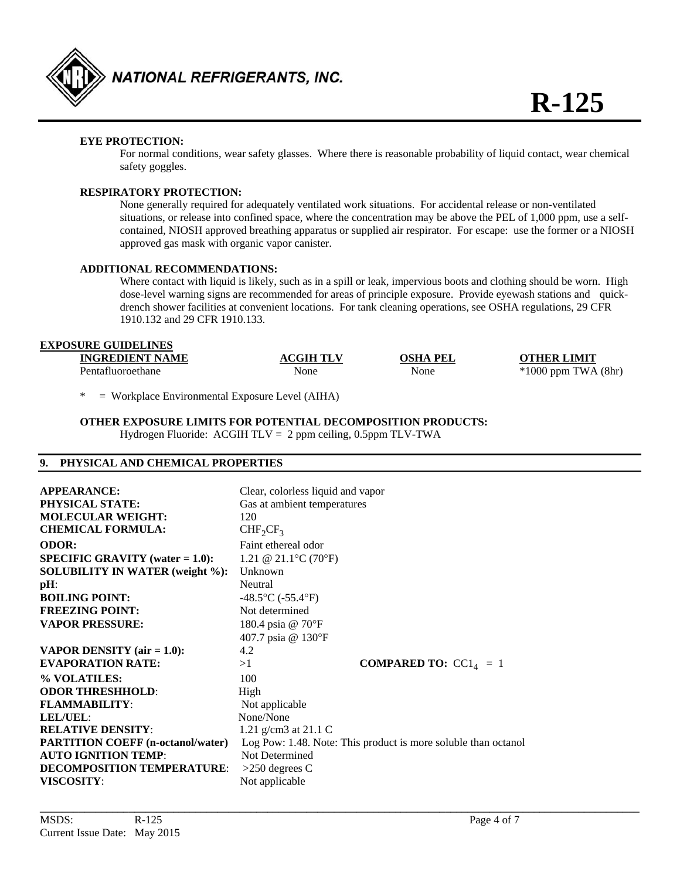**EYE PROTECTION:**

For normal conditions, wear safety glasses. Where there is reasonable probability of liquid contact, wear chemical safety goggles.

**RESPIRATORY PROTECTION:**

None generally required for adequately ventilated work situations. For accidental release or non-ventilated situations, or release into confined space, where the concentration may be above the PEL of 1,000 ppm, use a self-contained, NIOSH approved breathing apparatus or supplied air respirator. For escape: use the former or a NIOSH approved gas mask with organic vapor canister.

**ADDITIONAL RECOMMENDATIONS:**

Where contact with liquid is likely, such as in a spill or leak, impervious boots and clothing should be worn. High dose-level warning signs are recommended for areas of principle exposure. Provide eyewash stations and quick-drench shower facilities at convenient locations. For tank cleaning operations, see OSHA regulations, 29 CFR 1910.132 and 29 CFR 1910.133.

**EXPOSURE GUIDELINES**

| INGREDIENT NAME | ACGIH TLV | OSHA PEL | OTHER LIMIT |
|---|---|---|---|
| Pentafluoroethane | None | None | *1000 ppm TWA (8hr) |

\* = Workplace Environmental Exposure Level (AIHA)

**OTHER EXPOSURE LIMITS FOR POTENTIAL DECOMPOSITION PRODUCTS:**

Hydrogen Fluoride: ACGIH TLV = 2 ppm ceiling, 0.5ppm TLV-TWA

## 9. PHYSICAL AND CHEMICAL PROPERTIES

| | | |
|---|---|---|
| **APPEARANCE:** | Clear, colorless liquid and vapor | |
| **PHYSICAL STATE:** | Gas at ambient temperatures | |
| **MOLECULAR WEIGHT:** | 120 | |
| **CHEMICAL FORMULA:** | $CHF_2CF_3$ | |
| **ODOR:** | Faint ethereal odor | |
| **SPECIFIC GRAVITY (water = 1.0):** | 1.21 @ 21.1°C (70°F) | |
| **SOLUBILITY IN WATER (weight %):** | Unknown | |
| **pH**: | Neutral | |
| **BOILING POINT:** | -48.5°C (-55.4°F) | |
| **FREEZING POINT:** | Not determined | |
| **VAPOR PRESSURE:** | 180.4 psia @ 70°F<br>407.7 psia @ 130°F | |
| **VAPOR DENSITY (air = 1.0):** | 4.2 | |
| **EVAPORATION RATE:** | >1 | **COMPARED TO:** $CCl_4$ = 1 |
| **% VOLATILES:** | 100 | |
| **ODOR THRESHHOLD**: | High | |
| **FLAMMABILITY**: | Not applicable | |
| **LEL/UEL**: | None/None | |
| **RELATIVE DENSITY**: | 1.21 g/cm3 at 21.1 C | |
| **PARTITION COEFF (n-octanol/water)** | Log Pow: 1.48. Note: This product is more soluble than octanol | |
| **AUTO IGNITION TEMP**: | Not Determined | |
| **DECOMPOSITION TEMPERATURE**: | >250 degrees C | |
| **VISCOSITY**: | Not applicable | |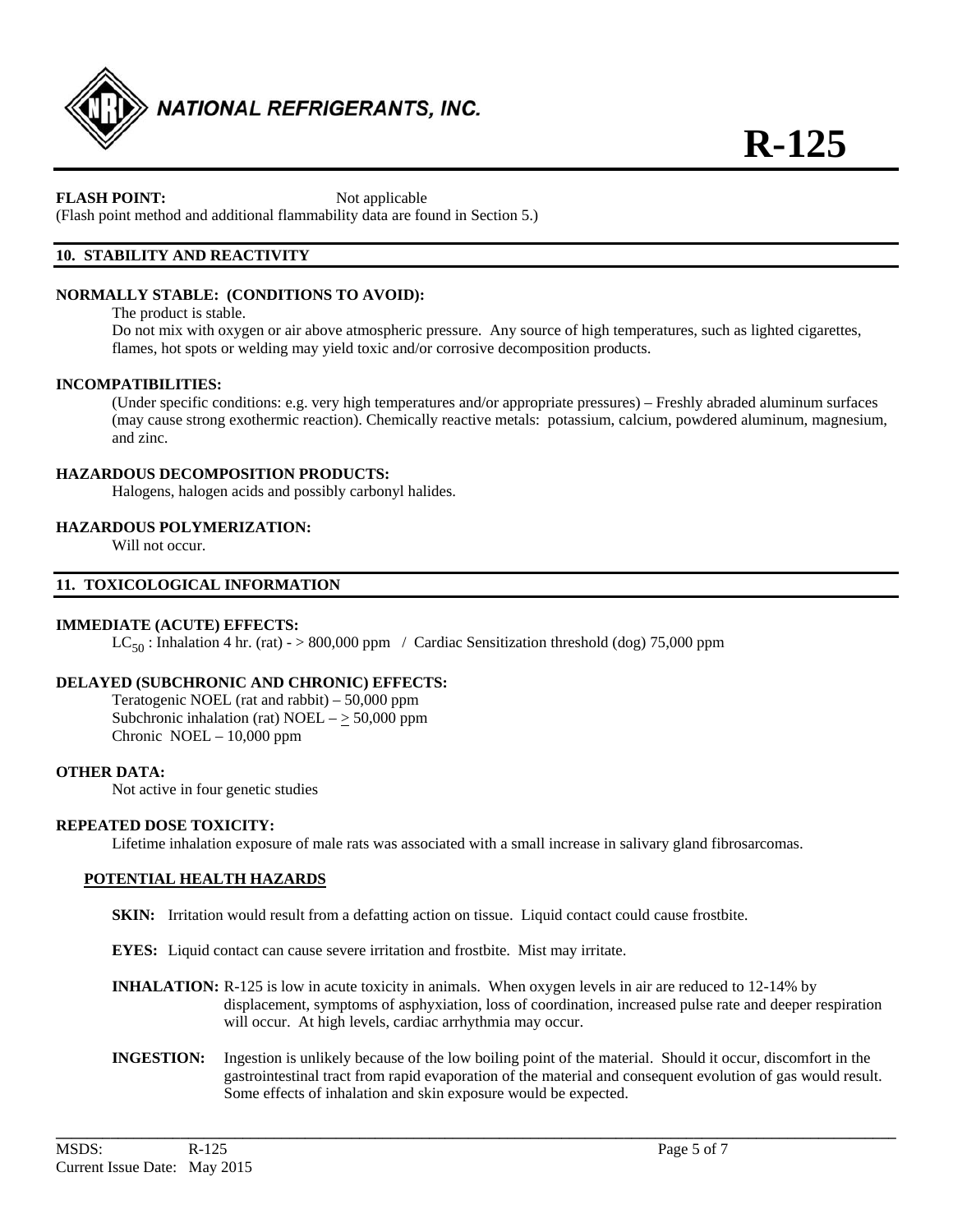**FLASH POINT:** Not applicable

(Flash point method and additional flammability data are found in Section 5.)

## 10. STABILITY AND REACTIVITY

**NORMALLY STABLE: (CONDITIONS TO AVOID):**

The product is stable.

Do not mix with oxygen or air above atmospheric pressure. Any source of high temperatures, such as lighted cigarettes, flames, hot spots or welding may yield toxic and/or corrosive decomposition products.

**INCOMPATIBILITIES:**

(Under specific conditions: e.g. very high temperatures and/or appropriate pressures) – Freshly abraded aluminum surfaces (may cause strong exothermic reaction). Chemically reactive metals: potassium, calcium, powdered aluminum, magnesium, and zinc.

**HAZARDOUS DECOMPOSITION PRODUCTS:**

Halogens, halogen acids and possibly carbonyl halides.

**HAZARDOUS POLYMERIZATION:**

Will not occur.

## 11. TOXICOLOGICAL INFORMATION

**IMMEDIATE (ACUTE) EFFECTS:**

$LC_{50}$ : Inhalation 4 hr. (rat) - > 800,000 ppm / Cardiac Sensitization threshold (dog) 75,000 ppm

**DELAYED (SUBCHRONIC AND CHRONIC) EFFECTS:**

Teratogenic NOEL (rat and rabbit) – 50,000 ppm
Subchronic inhalation (rat) NOEL – $\geq$ 50,000 ppm
Chronic NOEL – 10,000 ppm

**OTHER DATA:**

Not active in four genetic studies

**REPEATED DOSE TOXICITY:**

Lifetime inhalation exposure of male rats was associated with a small increase in salivary gland fibrosarcomas.

### POTENTIAL HEALTH HAZARDS

**SKIN:** Irritation would result from a defatting action on tissue. Liquid contact could cause frostbite.

**EYES:** Liquid contact can cause severe irritation and frostbite. Mist may irritate.

**INHALATION:** R-125 is low in acute toxicity in animals. When oxygen levels in air are reduced to 12-14% by displacement, symptoms of asphyxiation, loss of coordination, increased pulse rate and deeper respiration will occur. At high levels, cardiac arrhythmia may occur.

**INGESTION:** Ingestion is unlikely because of the low boiling point of the material. Should it occur, discomfort in the gastrointestinal tract from rapid evaporation of the material and consequent evolution of gas would result. Some effects of inhalation and skin exposure would be expected.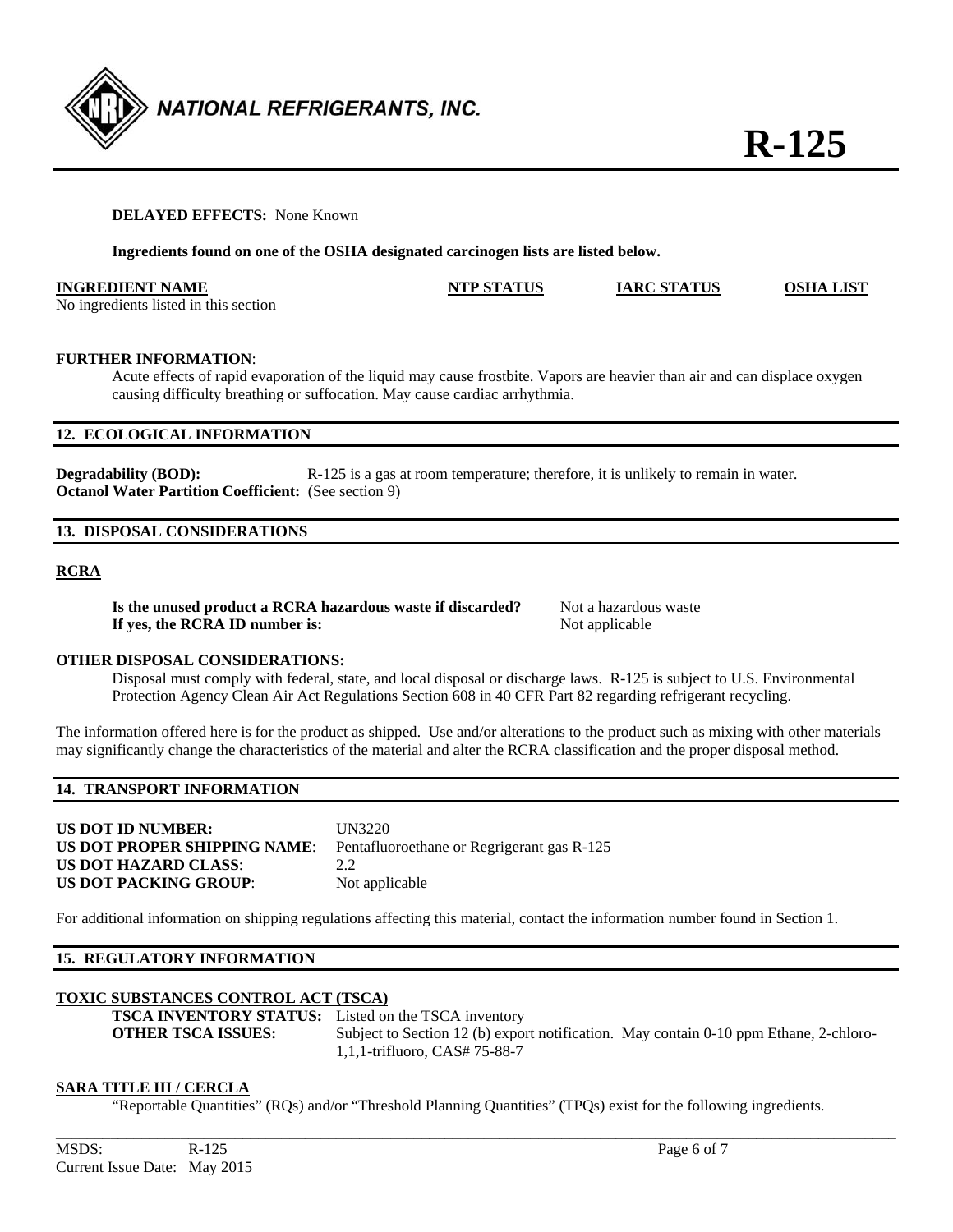**DELAYED EFFECTS:** None Known

**Ingredients found on one of the OSHA designated carcinogen lists are listed below.**

| INGREDIENT NAME | NTP STATUS | IARC STATUS | OSHA LIST |
|---|---|---|---|
| No ingredients listed in this section | | | |

**FURTHER INFORMATION**:

Acute effects of rapid evaporation of the liquid may cause frostbite. Vapors are heavier than air and can displace oxygen causing difficulty breathing or suffocation. May cause cardiac arrhythmia.

## 12. ECOLOGICAL INFORMATION

**Degradability (BOD):** R-125 is a gas at room temperature; therefore, it is unlikely to remain in water.
**Octanol Water Partition Coefficient:** (See section 9)

## 13. DISPOSAL CONSIDERATIONS

### RCRA

**Is the unused product a RCRA hazardous waste if discarded?** Not a hazardous waste
**If yes, the RCRA ID number is:** Not applicable

**OTHER DISPOSAL CONSIDERATIONS:**

Disposal must comply with federal, state, and local disposal or discharge laws. R-125 is subject to U.S. Environmental Protection Agency Clean Air Act Regulations Section 608 in 40 CFR Part 82 regarding refrigerant recycling.

The information offered here is for the product as shipped. Use and/or alterations to the product such as mixing with other materials may significantly change the characteristics of the material and alter the RCRA classification and the proper disposal method.

## 14. TRANSPORT INFORMATION

**US DOT ID NUMBER:** UN3220
**US DOT PROPER SHIPPING NAME**: Pentafluoroethane or Regrigerant gas R-125
**US DOT HAZARD CLASS**: 2.2
**US DOT PACKING GROUP**: Not applicable

For additional information on shipping regulations affecting this material, contact the information number found in Section 1.

## 15. REGULATORY INFORMATION

### TOXIC SUBSTANCES CONTROL ACT (TSCA)

**TSCA INVENTORY STATUS:** Listed on the TSCA inventory
**OTHER TSCA ISSUES:** Subject to Section 12 (b) export notification. May contain 0-10 ppm Ethane, 2-chloro-1,1,1-trifluoro, CAS# 75-88-7

### SARA TITLE III / CERCLA

"Reportable Quantities" (RQs) and/or "Threshold Planning Quantities" (TPQs) exist for the following ingredients.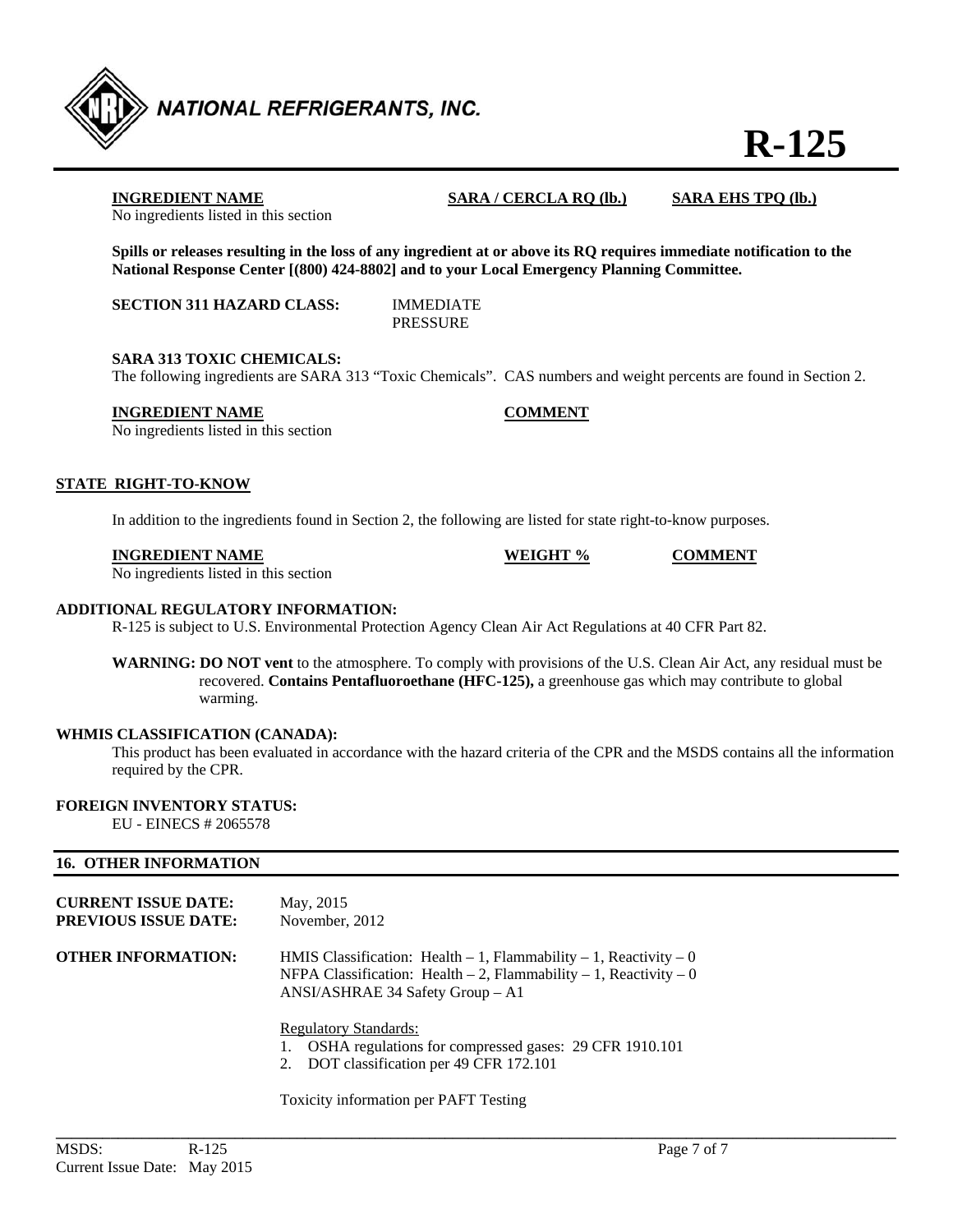| INGREDIENT NAME | SARA / CERCLA RQ (lb.) | SARA EHS TPQ (lb.) |
| --- | --- | --- |
| No ingredients listed in this section | | |

**Spills or releases resulting in the loss of any ingredient at or above its RQ requires immediate notification to the National Response Center [(800) 424-8802] and to your Local Emergency Planning Committee.**

**SECTION 311 HAZARD CLASS:** IMMEDIATE
PRESSURE

**SARA 313 TOXIC CHEMICALS:**
The following ingredients are SARA 313 "Toxic Chemicals". CAS numbers and weight percents are found in Section 2.

| INGREDIENT NAME | COMMENT |
| --- | --- |
| No ingredients listed in this section | |

**STATE RIGHT-TO-KNOW**

In addition to the ingredients found in Section 2, the following are listed for state right-to-know purposes.

| INGREDIENT NAME | WEIGHT % | COMMENT |
| --- | --- | --- |
| No ingredients listed in this section | | |

**ADDITIONAL REGULATORY INFORMATION:**
R-125 is subject to U.S. Environmental Protection Agency Clean Air Act Regulations at 40 CFR Part 82.

**WARNING: DO NOT vent** to the atmosphere. To comply with provisions of the U.S. Clean Air Act, any residual must be recovered. **Contains Pentafluoroethane (HFC-125),** a greenhouse gas which may contribute to global warming.

**WHMIS CLASSIFICATION (CANADA):**
This product has been evaluated in accordance with the hazard criteria of the CPR and the MSDS contains all the information required by the CPR.

**FOREIGN INVENTORY STATUS:**
EU - EINECS # 2065578

## 16. OTHER INFORMATION

**CURRENT ISSUE DATE:** May, 2015
**PREVIOUS ISSUE DATE:** November, 2012

**OTHER INFORMATION:** HMIS Classification: Health – 1, Flammability – 1, Reactivity – 0
NFPA Classification: Health – 2, Flammability – 1, Reactivity – 0
ANSI/ASHRAE 34 Safety Group – A1

Regulatory Standards:
1. OSHA regulations for compressed gases: 29 CFR 1910.101
2. DOT classification per 49 CFR 172.101

Toxicity information per PAFT Testing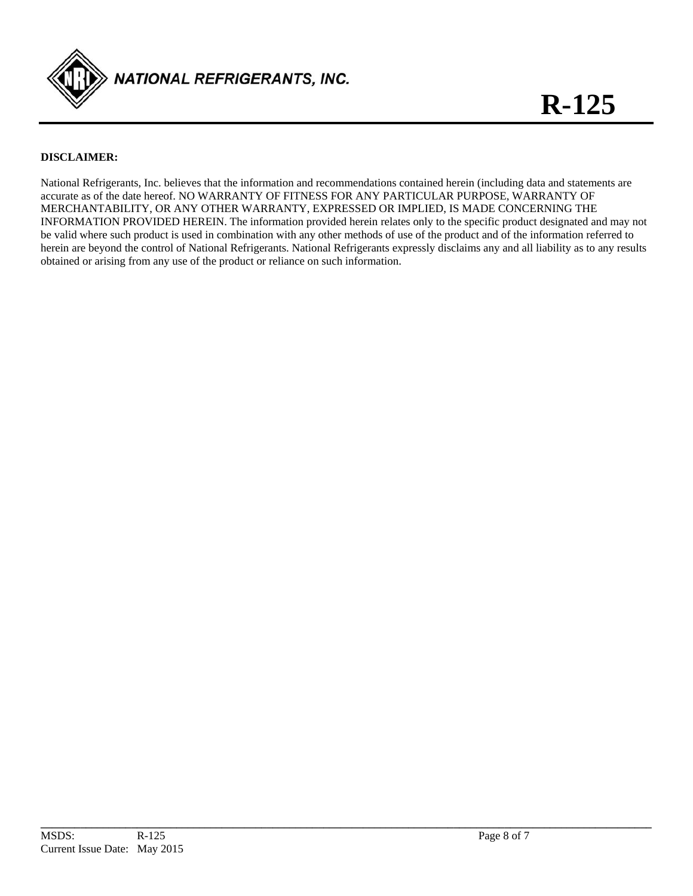**DISCLAIMER:**

National Refrigerants, Inc. believes that the information and recommendations contained herein (including data and statements are accurate as of the date hereof. NO WARRANTY OF FITNESS FOR ANY PARTICULAR PURPOSE, WARRANTY OF MERCHANTABILITY, OR ANY OTHER WARRANTY, EXPRESSED OR IMPLIED, IS MADE CONCERNING THE INFORMATION PROVIDED HEREIN. The information provided herein relates only to the specific product designated and may not be valid where such product is used in combination with any other methods of use of the product and of the information referred to herein are beyond the control of National Refrigerants. National Refrigerants expressly disclaims any and all liability as to any results obtained or arising from any use of the product or reliance on such information.